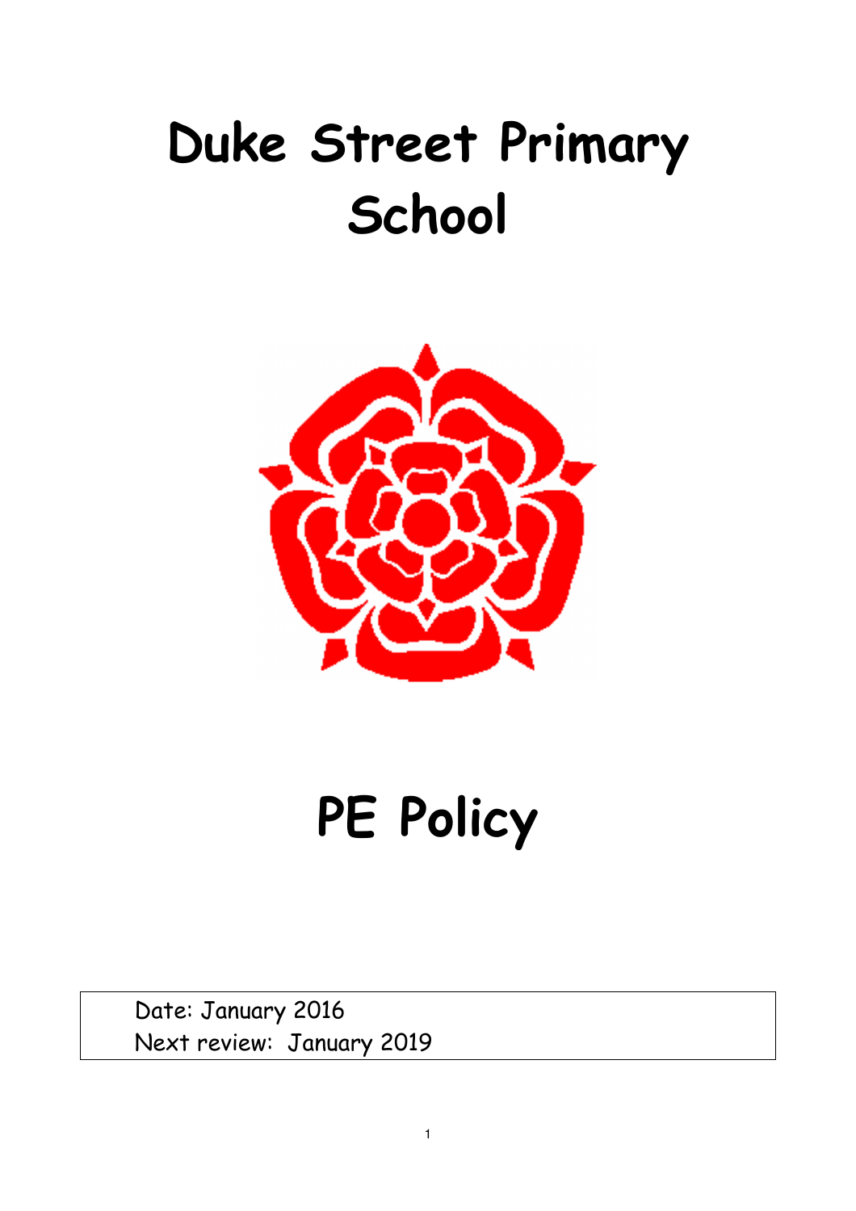# Duke Street Primary School

# PE Policy

| Date: January 2016 |
| --- |
| Next review: January 2019 |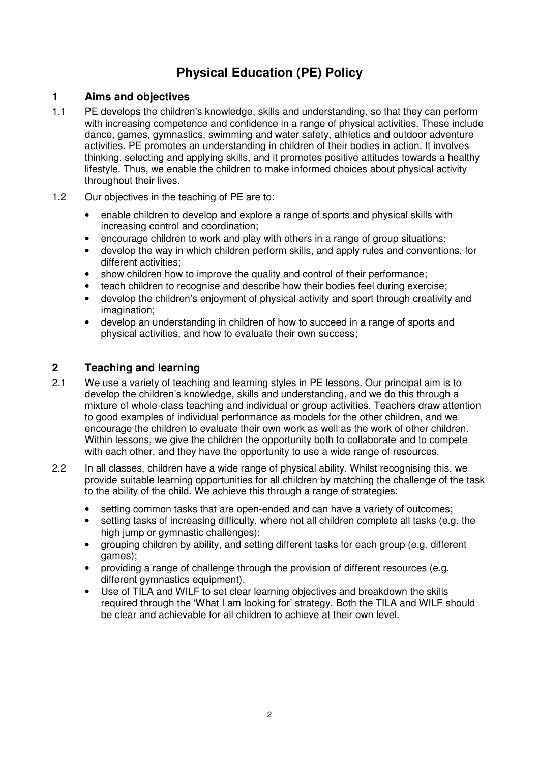# Physical Education (PE) Policy

## 1 Aims and objectives

1.1 PE develops the children's knowledge, skills and understanding, so that they can perform with increasing competence and confidence in a range of physical activities. These include dance, games, gymnastics, swimming and water safety, athletics and outdoor adventure activities. PE promotes an understanding in children of their bodies in action. It involves thinking, selecting and applying skills, and it promotes positive attitudes towards a healthy lifestyle. Thus, we enable the children to make informed choices about physical activity throughout their lives.

1.2 Our objectives in the teaching of PE are to:

- enable children to develop and explore a range of sports and physical skills with increasing control and coordination;
- encourage children to work and play with others in a range of group situations;
- develop the way in which children perform skills, and apply rules and conventions, for different activities;
- show children how to improve the quality and control of their performance;
- teach children to recognise and describe how their bodies feel during exercise;
- develop the children's enjoyment of physical activity and sport through creativity and imagination;
- develop an understanding in children of how to succeed in a range of sports and physical activities, and how to evaluate their own success;

## 2 Teaching and learning

2.1 We use a variety of teaching and learning styles in PE lessons. Our principal aim is to develop the children's knowledge, skills and understanding, and we do this through a mixture of whole-class teaching and individual or group activities. Teachers draw attention to good examples of individual performance as models for the other children, and we encourage the children to evaluate their own work as well as the work of other children. Within lessons, we give the children the opportunity both to collaborate and to compete with each other, and they have the opportunity to use a wide range of resources.

2.2 In all classes, children have a wide range of physical ability. Whilst recognising this, we provide suitable learning opportunities for all children by matching the challenge of the task to the ability of the child. We achieve this through a range of strategies:

- setting common tasks that are open-ended and can have a variety of outcomes;
- setting tasks of increasing difficulty, where not all children complete all tasks (e.g. the high jump or gymnastic challenges);
- grouping children by ability, and setting different tasks for each group (e.g. different games);
- providing a range of challenge through the provision of different resources (e.g. different gymnastics equipment).
- Use of TILA and WILF to set clear learning objectives and breakdown the skills required through the 'What I am looking for' strategy. Both the TILA and WILF should be clear and achievable for all children to achieve at their own level.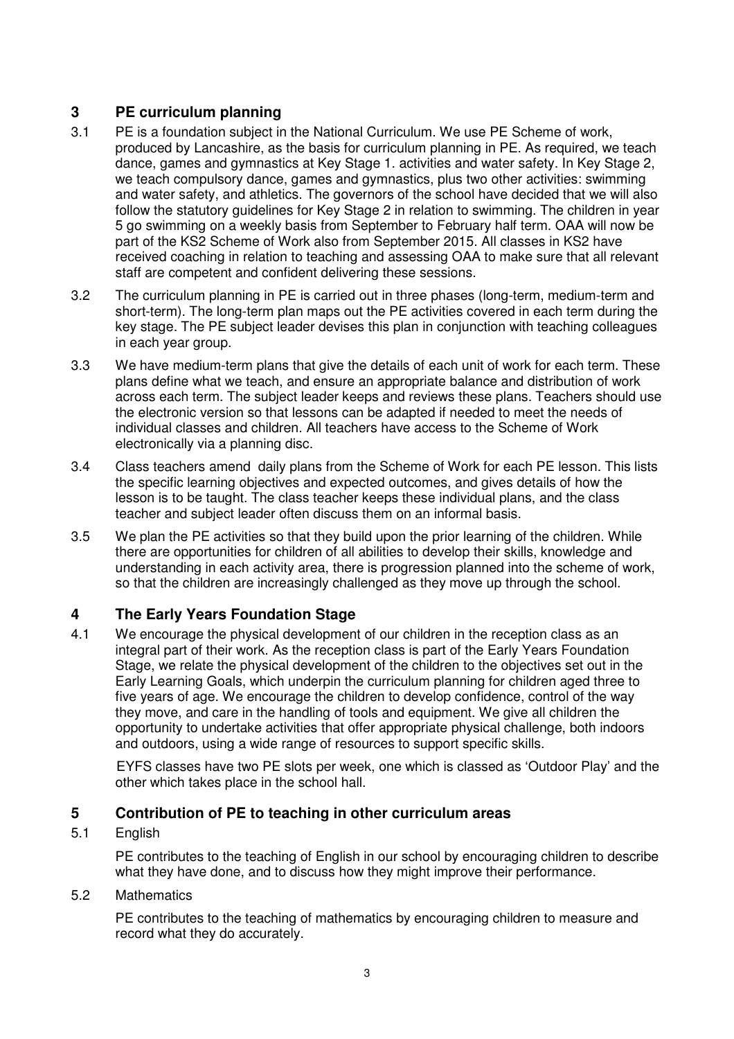## 3 PE curriculum planning

3.1 PE is a foundation subject in the National Curriculum. We use PE Scheme of work, produced by Lancashire, as the basis for curriculum planning in PE. As required, we teach dance, games and gymnastics at Key Stage 1. activities and water safety. In Key Stage 2, we teach compulsory dance, games and gymnastics, plus two other activities: swimming and water safety, and athletics. The governors of the school have decided that we will also follow the statutory guidelines for Key Stage 2 in relation to swimming. The children in year 5 go swimming on a weekly basis from September to February half term. OAA will now be part of the KS2 Scheme of Work also from September 2015. All classes in KS2 have received coaching in relation to teaching and assessing OAA to make sure that all relevant staff are competent and confident delivering these sessions.

3.2 The curriculum planning in PE is carried out in three phases (long-term, medium-term and short-term). The long-term plan maps out the PE activities covered in each term during the key stage. The PE subject leader devises this plan in conjunction with teaching colleagues in each year group.

3.3 We have medium-term plans that give the details of each unit of work for each term. These plans define what we teach, and ensure an appropriate balance and distribution of work across each term. The subject leader keeps and reviews these plans. Teachers should use the electronic version so that lessons can be adapted if needed to meet the needs of individual classes and children. All teachers have access to the Scheme of Work electronically via a planning disc.

3.4 Class teachers amend daily plans from the Scheme of Work for each PE lesson. This lists the specific learning objectives and expected outcomes, and gives details of how the lesson is to be taught. The class teacher keeps these individual plans, and the class teacher and subject leader often discuss them on an informal basis.

3.5 We plan the PE activities so that they build upon the prior learning of the children. While there are opportunities for children of all abilities to develop their skills, knowledge and understanding in each activity area, there is progression planned into the scheme of work, so that the children are increasingly challenged as they move up through the school.

## 4 The Early Years Foundation Stage

4.1 We encourage the physical development of our children in the reception class as an integral part of their work. As the reception class is part of the Early Years Foundation Stage, we relate the physical development of the children to the objectives set out in the Early Learning Goals, which underpin the curriculum planning for children aged three to five years of age. We encourage the children to develop confidence, control of the way they move, and care in the handling of tools and equipment. We give all children the opportunity to undertake activities that offer appropriate physical challenge, both indoors and outdoors, using a wide range of resources to support specific skills.

EYFS classes have two PE slots per week, one which is classed as 'Outdoor Play' and the other which takes place in the school hall.

## 5 Contribution of PE to teaching in other curriculum areas

5.1 English

PE contributes to the teaching of English in our school by encouraging children to describe what they have done, and to discuss how they might improve their performance.

5.2 Mathematics

PE contributes to the teaching of mathematics by encouraging children to measure and record what they do accurately.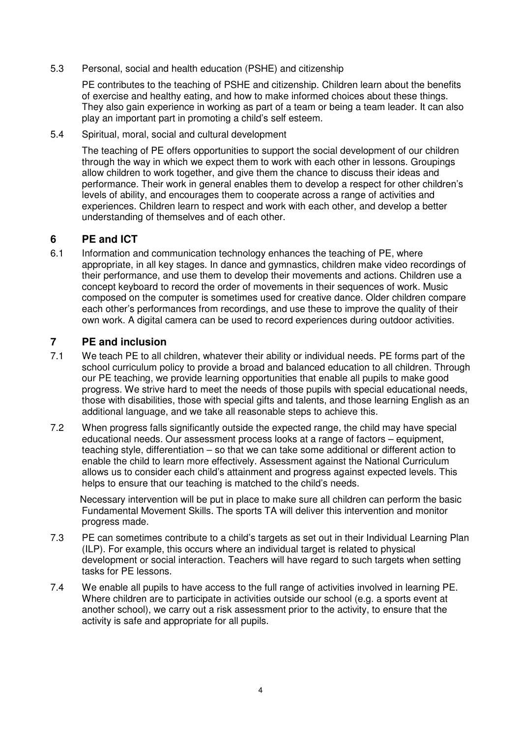5.3 Personal, social and health education (PSHE) and citizenship

PE contributes to the teaching of PSHE and citizenship. Children learn about the benefits of exercise and healthy eating, and how to make informed choices about these things. They also gain experience in working as part of a team or being a team leader. It can also play an important part in promoting a child's self esteem.

5.4 Spiritual, moral, social and cultural development

The teaching of PE offers opportunities to support the social development of our children through the way in which we expect them to work with each other in lessons. Groupings allow children to work together, and give them the chance to discuss their ideas and performance. Their work in general enables them to develop a respect for other children's levels of ability, and encourages them to cooperate across a range of activities and experiences. Children learn to respect and work with each other, and develop a better understanding of themselves and of each other.

## 6 PE and ICT

6.1 Information and communication technology enhances the teaching of PE, where appropriate, in all key stages. In dance and gymnastics, children make video recordings of their performance, and use them to develop their movements and actions. Children use a concept keyboard to record the order of movements in their sequences of work. Music composed on the computer is sometimes used for creative dance. Older children compare each other's performances from recordings, and use these to improve the quality of their own work. A digital camera can be used to record experiences during outdoor activities.

## 7 PE and inclusion

7.1 We teach PE to all children, whatever their ability or individual needs. PE forms part of the school curriculum policy to provide a broad and balanced education to all children. Through our PE teaching, we provide learning opportunities that enable all pupils to make good progress. We strive hard to meet the needs of those pupils with special educational needs, those with disabilities, those with special gifts and talents, and those learning English as an additional language, and we take all reasonable steps to achieve this.

7.2 When progress falls significantly outside the expected range, the child may have special educational needs. Our assessment process looks at a range of factors – equipment, teaching style, differentiation – so that we can take some additional or different action to enable the child to learn more effectively. Assessment against the National Curriculum allows us to consider each child's attainment and progress against expected levels. This helps to ensure that our teaching is matched to the child's needs.

Necessary intervention will be put in place to make sure all children can perform the basic Fundamental Movement Skills. The sports TA will deliver this intervention and monitor progress made.

7.3 PE can sometimes contribute to a child's targets as set out in their Individual Learning Plan (ILP). For example, this occurs where an individual target is related to physical development or social interaction. Teachers will have regard to such targets when setting tasks for PE lessons.

7.4 We enable all pupils to have access to the full range of activities involved in learning PE. Where children are to participate in activities outside our school (e.g. a sports event at another school), we carry out a risk assessment prior to the activity, to ensure that the activity is safe and appropriate for all pupils.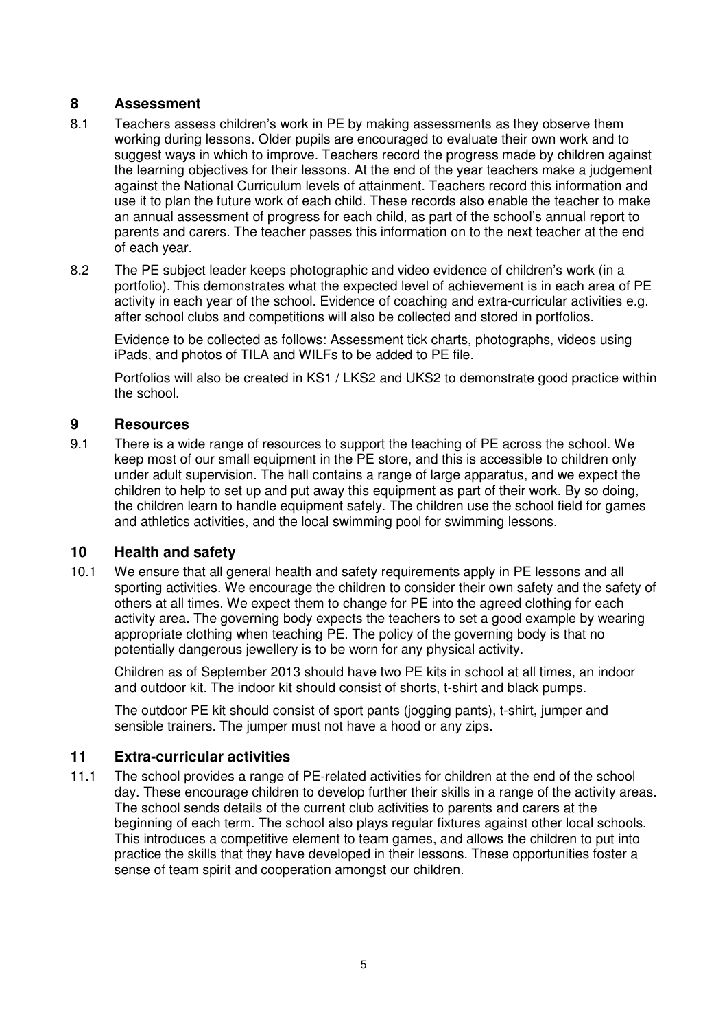## 8 Assessment

8.1 Teachers assess children's work in PE by making assessments as they observe them working during lessons. Older pupils are encouraged to evaluate their own work and to suggest ways in which to improve. Teachers record the progress made by children against the learning objectives for their lessons. At the end of the year teachers make a judgement against the National Curriculum levels of attainment. Teachers record this information and use it to plan the future work of each child. These records also enable the teacher to make an annual assessment of progress for each child, as part of the school's annual report to parents and carers. The teacher passes this information on to the next teacher at the end of each year.

8.2 The PE subject leader keeps photographic and video evidence of children's work (in a portfolio). This demonstrates what the expected level of achievement is in each area of PE activity in each year of the school. Evidence of coaching and extra-curricular activities e.g. after school clubs and competitions will also be collected and stored in portfolios.

Evidence to be collected as follows: Assessment tick charts, photographs, videos using iPads, and photos of TILA and WILFs to be added to PE file.

Portfolios will also be created in KS1 / LKS2 and UKS2 to demonstrate good practice within the school.

## 9 Resources

9.1 There is a wide range of resources to support the teaching of PE across the school. We keep most of our small equipment in the PE store, and this is accessible to children only under adult supervision. The hall contains a range of large apparatus, and we expect the children to help to set up and put away this equipment as part of their work. By so doing, the children learn to handle equipment safely. The children use the school field for games and athletics activities, and the local swimming pool for swimming lessons.

## 10 Health and safety

10.1 We ensure that all general health and safety requirements apply in PE lessons and all sporting activities. We encourage the children to consider their own safety and the safety of others at all times. We expect them to change for PE into the agreed clothing for each activity area. The governing body expects the teachers to set a good example by wearing appropriate clothing when teaching PE. The policy of the governing body is that no potentially dangerous jewellery is to be worn for any physical activity.

Children as of September 2013 should have two PE kits in school at all times, an indoor and outdoor kit. The indoor kit should consist of shorts, t-shirt and black pumps.

The outdoor PE kit should consist of sport pants (jogging pants), t-shirt, jumper and sensible trainers. The jumper must not have a hood or any zips.

## 11 Extra-curricular activities

11.1 The school provides a range of PE-related activities for children at the end of the school day. These encourage children to develop further their skills in a range of the activity areas. The school sends details of the current club activities to parents and carers at the beginning of each term. The school also plays regular fixtures against other local schools. This introduces a competitive element to team games, and allows the children to put into practice the skills that they have developed in their lessons. These opportunities foster a sense of team spirit and cooperation amongst our children.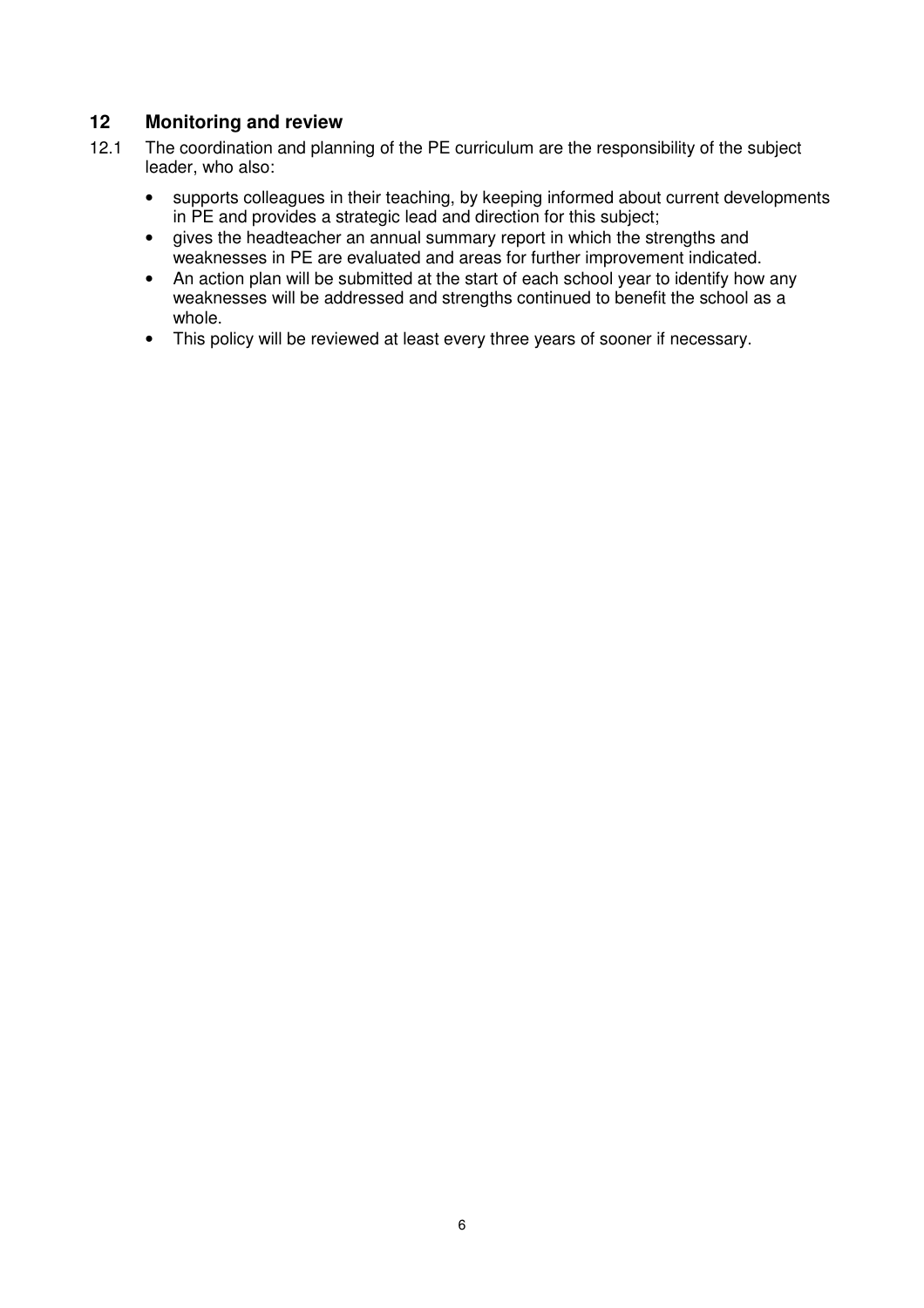## 12 Monitoring and review

12.1 The coordination and planning of the PE curriculum are the responsibility of the subject leader, who also:

- supports colleagues in their teaching, by keeping informed about current developments in PE and provides a strategic lead and direction for this subject;
- gives the headteacher an annual summary report in which the strengths and weaknesses in PE are evaluated and areas for further improvement indicated.
- An action plan will be submitted at the start of each school year to identify how any weaknesses will be addressed and strengths continued to benefit the school as a whole.
- This policy will be reviewed at least every three years of sooner if necessary.